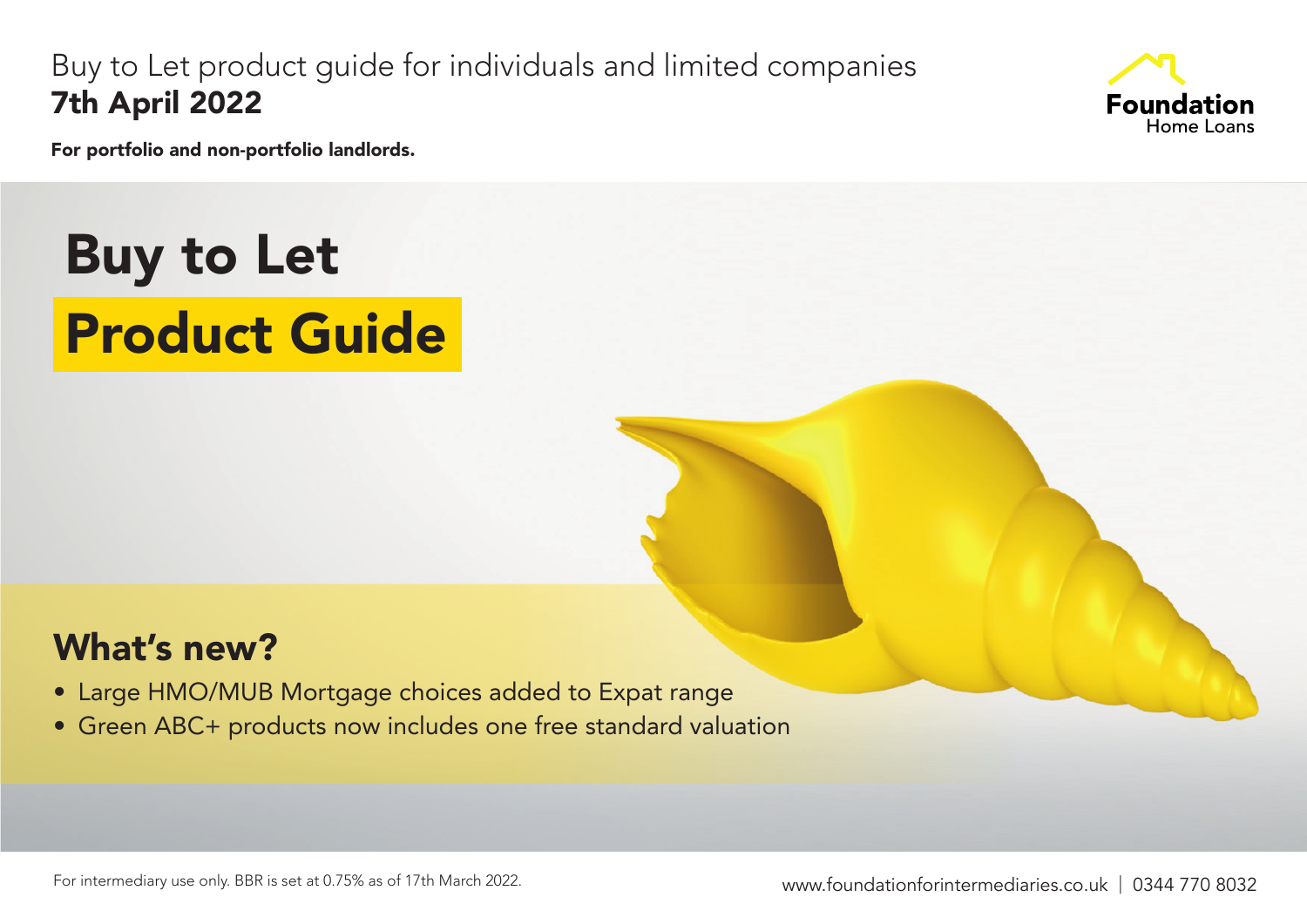Buy to Let product guide for individuals and limited companies

**7th April 2022**

**For portfolio and non-portfolio landlords.**

Foundation Home Loans

# Buy to Let Product Guide

## What's new?

- Large HMO/MUB Mortgage choices added to Expat range
- Green ABC+ products now includes one free standard valuation

For intermediary use only. BBR is set at 0.75% as of 17th March 2022.

www.foundationforintermediaries.co.uk | 0344 770 8032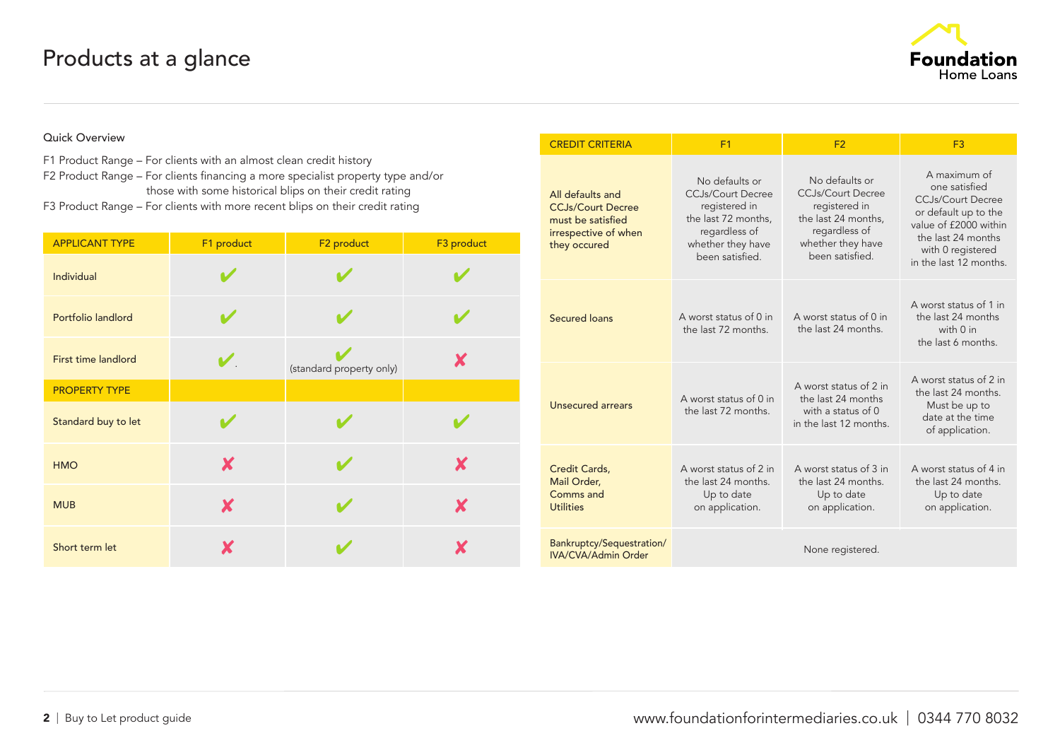# Products at a glance

Quick Overview

F1 Product Range – For clients with an almost clean credit history
F2 Product Range – For clients financing a more specialist property type and/or those with some historical blips on their credit rating
F3 Product Range – For clients with more recent blips on their credit rating

| APPLICANT TYPE | F1 product | F2 product | F3 product |
|---|---|---|---|
| Individual | ✔ | ✔ | ✔ |
| Portfolio landlord | ✔ | ✔ | ✔ |
| First time landlord | ✔ | ✔ (standard property only) | ✘ |
| **PROPERTY TYPE** | | | |
| Standard buy to let | ✔ | ✔ | ✔ |
| HMO | ✘ | ✔ | ✘ |
| MUB | ✘ | ✔ | ✘ |
| Short term let | ✘ | ✔ | ✘ |

| CREDIT CRITERIA | F1 | F2 | F3 |
|---|---|---|---|
| All defaults and CCJs/Court Decree must be satisfied irrespective of when they occured | No defaults or CCJs/Court Decree registered in the last 72 months, regardless of whether they have been satisfied. | No defaults or CCJs/Court Decree registered in the last 24 months, regardless of whether they have been satisfied. | A maximum of one satisfied CCJs/Court Decree or default up to the value of £2000 within the last 24 months with 0 registered in the last 12 months. |
| Secured loans | A worst status of 0 in the last 72 months. | A worst status of 0 in the last 24 months. | A worst status of 1 in the last 24 months with 0 in the last 6 months. |
| Unsecured arrears | A worst status of 0 in the last 72 months. | A worst status of 2 in the last 24 months with a status of 0 in the last 12 months. | A worst status of 2 in the last 24 months. Must be up to date at the time of application. |
| Credit Cards, Mail Order, Comms and Utilities | A worst status of 2 in the last 24 months. Up to date on application. | A worst status of 3 in the last 24 months. Up to date on application. | A worst status of 4 in the last 24 months. Up to date on application. |
| Bankruptcy/Sequestration/ IVA/CVA/Admin Order | None registered. | | |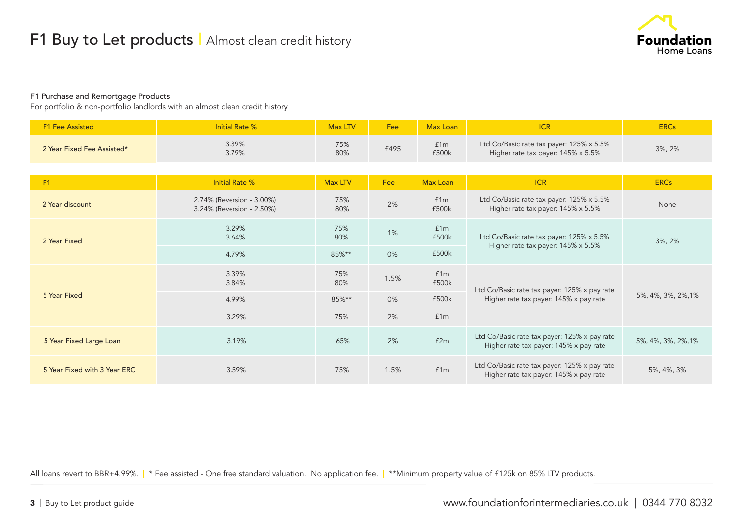# F1 Buy to Let products | Almost clean credit history

Foundation Home Loans

### F1 Purchase and Remortgage Products

For portfolio & non-portfolio landlords with an almost clean credit history

| F1 Fee Assisted | Initial Rate % | Max LTV | Fee | Max Loan | ICR | ERCs |
|---|---|---|---|---|---|---|
| 2 Year Fixed Fee Assisted* | 3.39%<br>3.79% | 75%<br>80% | £495 | £1m<br>£500k | Ltd Co/Basic rate tax payer: 125% x 5.5%<br>Higher rate tax payer: 145% x 5.5% | 3%, 2% |

| F1 | Initial Rate % | Max LTV | Fee | Max Loan | ICR | ERCs |
|---|---|---|---|---|---|---|
| 2 Year discount | 2.74% (Reversion - 3.00%)<br>3.24% (Reversion - 2.50%) | 75%<br>80% | 2% | £1m<br>£500k | Ltd Co/Basic rate tax payer: 125% x 5.5%<br>Higher rate tax payer: 145% x 5.5% | None |
| 2 Year Fixed | 3.29%<br>3.64% | 75%<br>80% | 1% | £1m<br>£500k | Ltd Co/Basic rate tax payer: 125% x 5.5%<br>Higher rate tax payer: 145% x 5.5% | 3%, 2% |
| | 4.79% | 85%** | 0% | £500k | | |
| 5 Year Fixed | 3.39%<br>3.84% | 75%<br>80% | 1.5% | £1m<br>£500k | Ltd Co/Basic rate tax payer: 125% x pay rate<br>Higher rate tax payer: 145% x pay rate | 5%, 4%, 3%, 2%,1% |
| | 4.99% | 85%** | 0% | £500k | | |
| | 3.29% | 75% | 2% | £1m | | |
| 5 Year Fixed Large Loan | 3.19% | 65% | 2% | £2m | Ltd Co/Basic rate tax payer: 125% x pay rate<br>Higher rate tax payer: 145% x pay rate | 5%, 4%, 3%, 2%,1% |
| 5 Year Fixed with 3 Year ERC | 3.59% | 75% | 1.5% | £1m | Ltd Co/Basic rate tax payer: 125% x pay rate<br>Higher rate tax payer: 145% x pay rate | 5%, 4%, 3% |

All loans revert to BBR+4.99%. | * Fee assisted - One free standard valuation. No application fee. | **Minimum property value of £125k on 85% LTV products.

Buy to Let product guide

www.foundationforintermediaries.co.uk | 0344 770 8032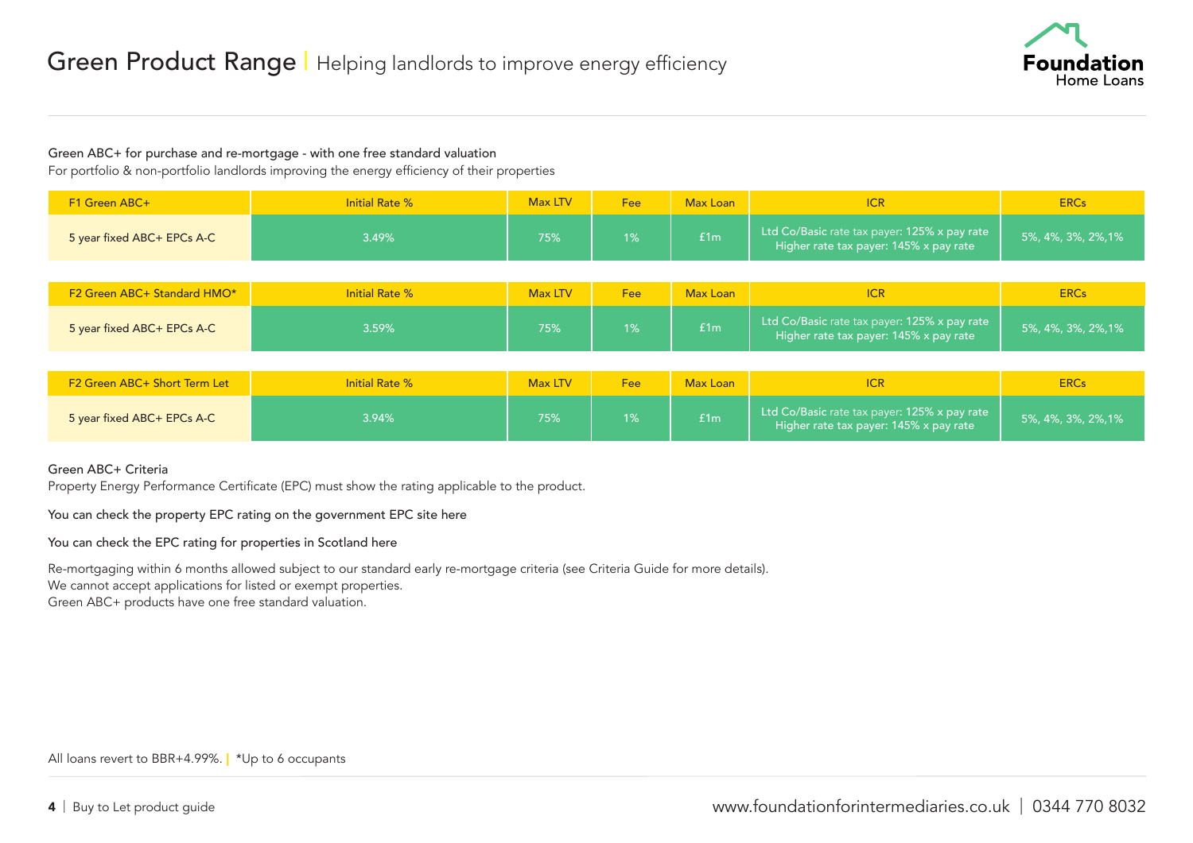# Green Product Range | Helping landlords to improve energy efficiency

Green ABC+ for purchase and re-mortgage - with one free standard valuation

For portfolio & non-portfolio landlords improving the energy efficiency of their properties

| F1 Green ABC+ | Initial Rate % | Max LTV | Fee | Max Loan | ICR | ERCs |
|---|---|---|---|---|---|---|
| 5 year fixed ABC+ EPCs A-C | 3.49% | 75% | 1% | £1m | Ltd Co/Basic rate tax payer: 125% x pay rate Higher rate tax payer: 145% x pay rate | 5%, 4%, 3%, 2%,1% |

| F2 Green ABC+ Standard HMO* | Initial Rate % | Max LTV | Fee | Max Loan | ICR | ERCs |
|---|---|---|---|---|---|---|
| 5 year fixed ABC+ EPCs A-C | 3.59% | 75% | 1% | £1m | Ltd Co/Basic rate tax payer: 125% x pay rate Higher rate tax payer: 145% x pay rate | 5%, 4%, 3%, 2%,1% |

| F2 Green ABC+ Short Term Let | Initial Rate % | Max LTV | Fee | Max Loan | ICR | ERCs |
|---|---|---|---|---|---|---|
| 5 year fixed ABC+ EPCs A-C | 3.94% | 75% | 1% | £1m | Ltd Co/Basic rate tax payer: 125% x pay rate Higher rate tax payer: 145% x pay rate | 5%, 4%, 3%, 2%,1% |

Green ABC+ Criteria

Property Energy Performance Certificate (EPC) must show the rating applicable to the product.

You can check the property EPC rating on the government EPC site here

You can check the EPC rating for properties in Scotland here

Re-mortgaging within 6 months allowed subject to our standard early re-mortgage criteria (see Criteria Guide for more details).
We cannot accept applications for listed or exempt properties.
Green ABC+ products have one free standard valuation.

All loans revert to BBR+4.99%. | *Up to 6 occupants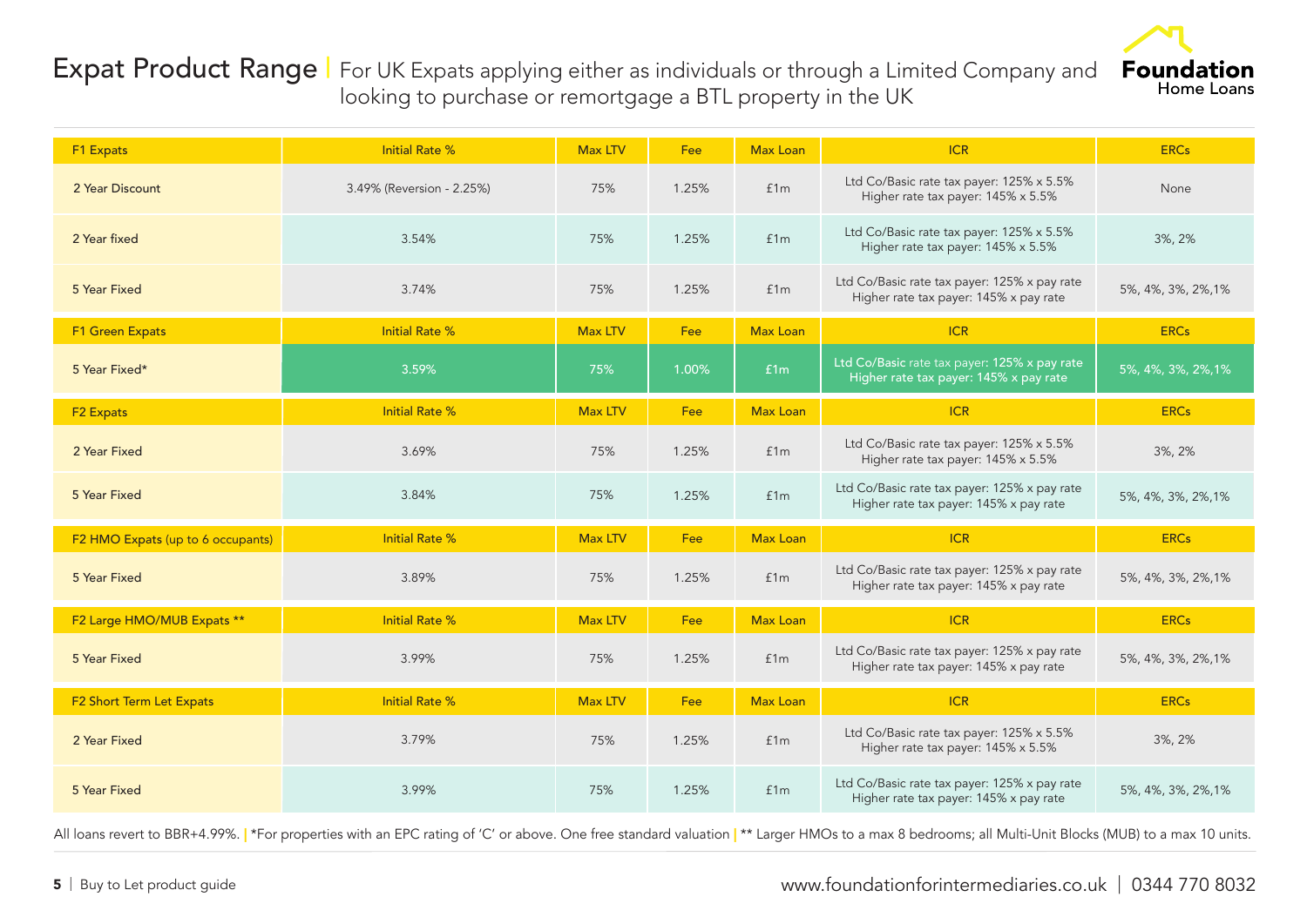# Expat Product Range | For UK Expats applying either as individuals or through a Limited Company and looking to purchase or remortgage a BTL property in the UK

| F1 Expats | Initial Rate % | Max LTV | Fee | Max Loan | ICR | ERCs |
|---|---|---|---|---|---|---|
| 2 Year Discount | 3.49% (Reversion - 2.25%) | 75% | 1.25% | £1m | Ltd Co/Basic rate tax payer: 125% x 5.5%<br>Higher rate tax payer: 145% x 5.5% | None |
| 2 Year fixed | 3.54% | 75% | 1.25% | £1m | Ltd Co/Basic rate tax payer: 125% x 5.5%<br>Higher rate tax payer: 145% x 5.5% | 3%, 2% |
| 5 Year Fixed | 3.74% | 75% | 1.25% | £1m | Ltd Co/Basic rate tax payer: 125% x pay rate<br>Higher rate tax payer: 145% x pay rate | 5%, 4%, 3%, 2%,1% |
| **F1 Green Expats** | **Initial Rate %** | **Max LTV** | **Fee** | **Max Loan** | **ICR** | **ERCs** |
| 5 Year Fixed* | 3.59% | 75% | 1.00% | £1m | Ltd Co/Basic rate tax payer: 125% x pay rate<br>Higher rate tax payer: 145% x pay rate | 5%, 4%, 3%, 2%,1% |
| **F2 Expats** | **Initial Rate %** | **Max LTV** | **Fee** | **Max Loan** | **ICR** | **ERCs** |
| 2 Year Fixed | 3.69% | 75% | 1.25% | £1m | Ltd Co/Basic rate tax payer: 125% x 5.5%<br>Higher rate tax payer: 145% x 5.5% | 3%, 2% |
| 5 Year Fixed | 3.84% | 75% | 1.25% | £1m | Ltd Co/Basic rate tax payer: 125% x pay rate<br>Higher rate tax payer: 145% x pay rate | 5%, 4%, 3%, 2%,1% |
| **F2 HMO Expats (up to 6 occupants)** | **Initial Rate %** | **Max LTV** | **Fee** | **Max Loan** | **ICR** | **ERCs** |
| 5 Year Fixed | 3.89% | 75% | 1.25% | £1m | Ltd Co/Basic rate tax payer: 125% x pay rate<br>Higher rate tax payer: 145% x pay rate | 5%, 4%, 3%, 2%,1% |
| **F2 Large HMO/MUB Expats ** ** | **Initial Rate %** | **Max LTV** | **Fee** | **Max Loan** | **ICR** | **ERCs** |
| 5 Year Fixed | 3.99% | 75% | 1.25% | £1m | Ltd Co/Basic rate tax payer: 125% x pay rate<br>Higher rate tax payer: 145% x pay rate | 5%, 4%, 3%, 2%,1% |
| **F2 Short Term Let Expats** | **Initial Rate %** | **Max LTV** | **Fee** | **Max Loan** | **ICR** | **ERCs** |
| 2 Year Fixed | 3.79% | 75% | 1.25% | £1m | Ltd Co/Basic rate tax payer: 125% x 5.5%<br>Higher rate tax payer: 145% x 5.5% | 3%, 2% |
| 5 Year Fixed | 3.99% | 75% | 1.25% | £1m | Ltd Co/Basic rate tax payer: 125% x pay rate<br>Higher rate tax payer: 145% x pay rate | 5%, 4%, 3%, 2%,1% |

All loans revert to BBR+4.99%. | *For properties with an EPC rating of 'C' or above. One free standard valuation | ** Larger HMOs to a max 8 bedrooms; all Multi-Unit Blocks (MUB) to a max 10 units.

www.foundationforintermediaries.co.uk | 0344 770 8032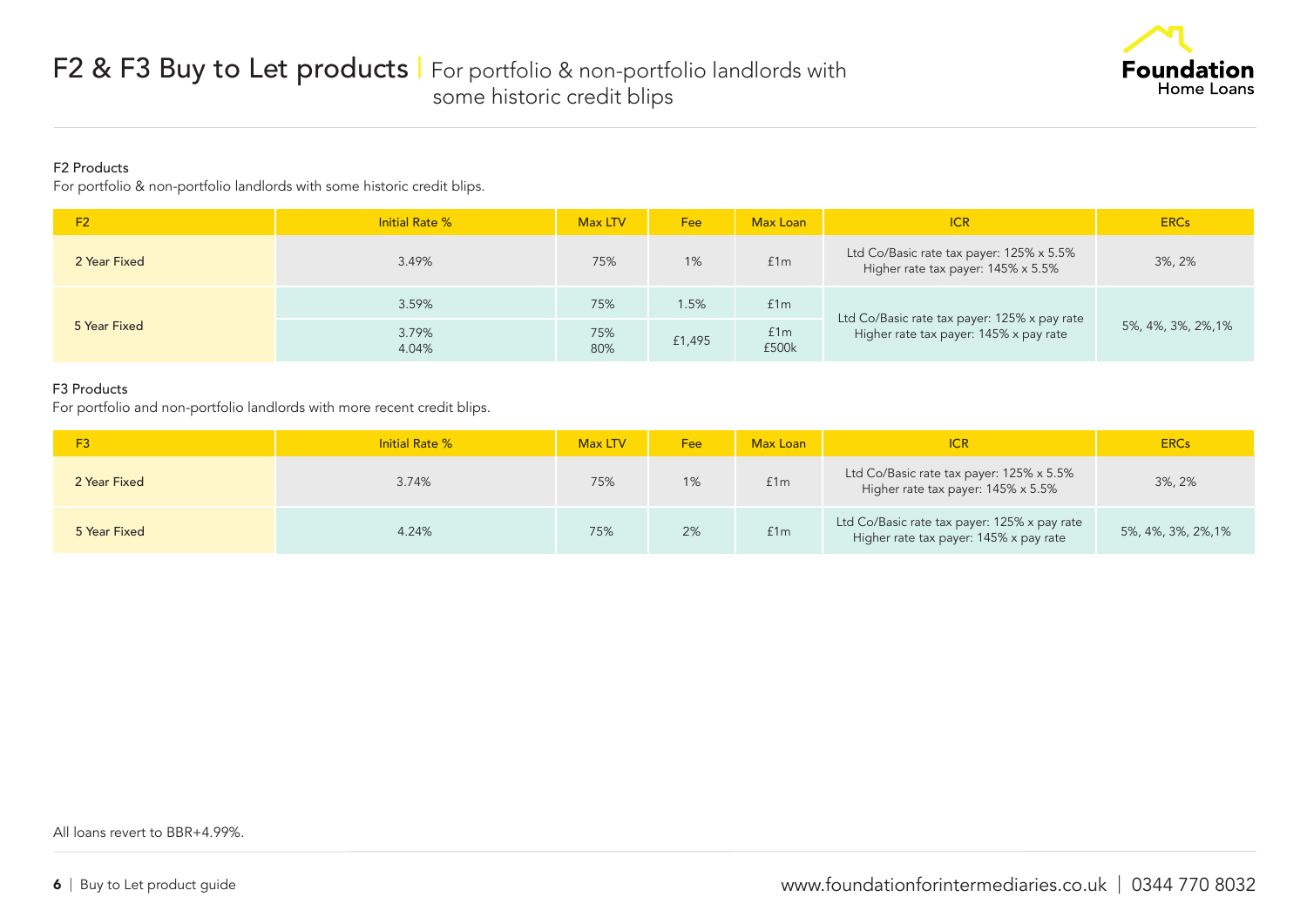# F2 & F3 Buy to Let products | For portfolio & non-portfolio landlords with some historic credit blips

## F2 Products

For portfolio & non-portfolio landlords with some historic credit blips.

| F2 | Initial Rate % | Max LTV | Fee | Max Loan | ICR | ERCs |
|---|---|---|---|---|---|---|
| 2 Year Fixed | 3.49% | 75% | 1% | £1m | Ltd Co/Basic rate tax payer: 125% x 5.5%<br>Higher rate tax payer: 145% x 5.5% | 3%, 2% |
| 5 Year Fixed | 3.59% | 75% | 1.5% | £1m | Ltd Co/Basic rate tax payer: 125% x pay rate<br>Higher rate tax payer: 145% x pay rate | 5%, 4%, 3%, 2%,1% |
| | 3.79%<br>4.04% | 75%<br>80% | £1,495 | £1m<br>£500k | | |

## F3 Products

For portfolio and non-portfolio landlords with more recent credit blips.

| F3 | Initial Rate % | Max LTV | Fee | Max Loan | ICR | ERCs |
|---|---|---|---|---|---|---|
| 2 Year Fixed | 3.74% | 75% | 1% | £1m | Ltd Co/Basic rate tax payer: 125% x 5.5%<br>Higher rate tax payer: 145% x 5.5% | 3%, 2% |
| 5 Year Fixed | 4.24% | 75% | 2% | £1m | Ltd Co/Basic rate tax payer: 125% x pay rate<br>Higher rate tax payer: 145% x pay rate | 5%, 4%, 3%, 2%,1% |

All loans revert to BBR+4.99%.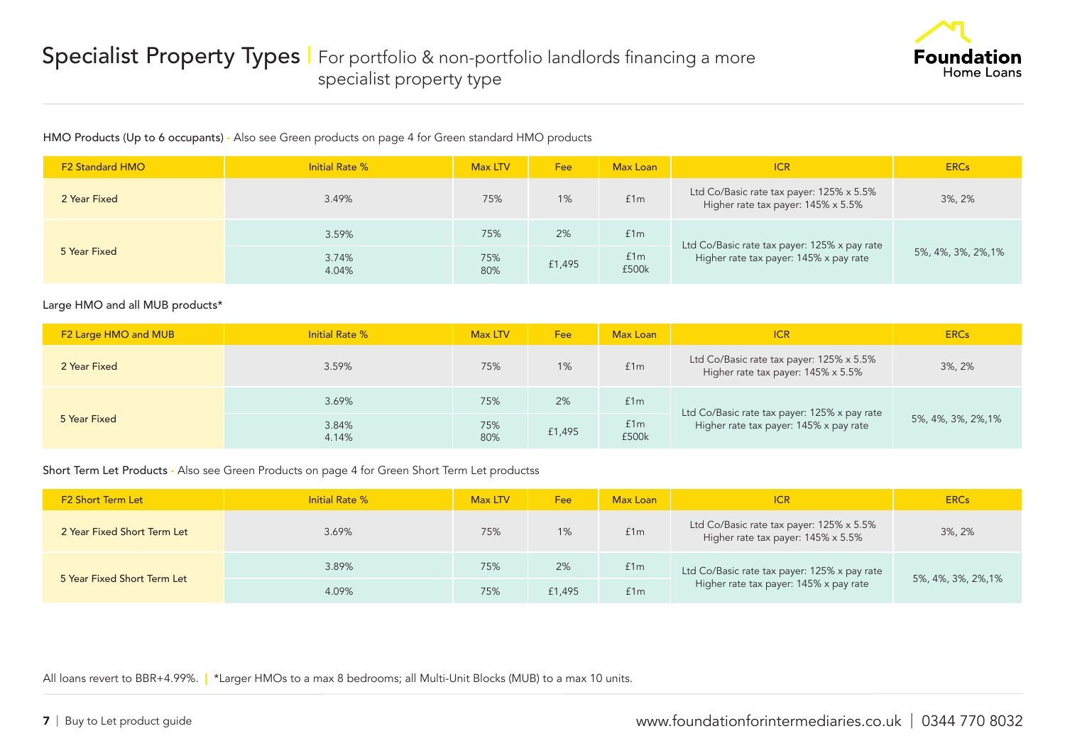# Specialist Property Types | For portfolio & non-portfolio landlords financing a more specialist property type

HMO Products (Up to 6 occupants) - Also see Green products on page 4 for Green standard HMO products

| F2 Standard HMO | Initial Rate % | Max LTV | Fee | Max Loan | ICR | ERCs |
|---|---|---|---|---|---|---|
| 2 Year Fixed | 3.49% | 75% | 1% | £1m | Ltd Co/Basic rate tax payer: 125% x 5.5%<br>Higher rate tax payer: 145% x 5.5% | 3%, 2% |
| 5 Year Fixed | 3.59% | 75% | 2% | £1m | Ltd Co/Basic rate tax payer: 125% x pay rate<br>Higher rate tax payer: 145% x pay rate | 5%, 4%, 3%, 2%,1% |
| | 3.74%<br>4.04% | 75%<br>80% | £1,495 | £1m<br>£500k | | |

Large HMO and all MUB products*

| F2 Large HMO and MUB | Initial Rate % | Max LTV | Fee | Max Loan | ICR | ERCs |
|---|---|---|---|---|---|---|
| 2 Year Fixed | 3.59% | 75% | 1% | £1m | Ltd Co/Basic rate tax payer: 125% x 5.5%<br>Higher rate tax payer: 145% x 5.5% | 3%, 2% |
| 5 Year Fixed | 3.69% | 75% | 2% | £1m | Ltd Co/Basic rate tax payer: 125% x pay rate<br>Higher rate tax payer: 145% x pay rate | 5%, 4%, 3%, 2%,1% |
| | 3.84%<br>4.14% | 75%<br>80% | £1,495 | £1m<br>£500k | | |

Short Term Let Products - Also see Green Products on page 4 for Green Short Term Let productss

| F2 Short Term Let | Initial Rate % | Max LTV | Fee | Max Loan | ICR | ERCs |
|---|---|---|---|---|---|---|
| 2 Year Fixed Short Term Let | 3.69% | 75% | 1% | £1m | Ltd Co/Basic rate tax payer: 125% x 5.5%<br>Higher rate tax payer: 145% x 5.5% | 3%, 2% |
| 5 Year Fixed Short Term Let | 3.89% | 75% | 2% | £1m | Ltd Co/Basic rate tax payer: 125% x pay rate<br>Higher rate tax payer: 145% x pay rate | 5%, 4%, 3%, 2%,1% |
| | 4.09% | 75% | £1,495 | £1m | | |

All loans revert to BBR+4.99%. | *Larger HMOs to a max 8 bedrooms; all Multi-Unit Blocks (MUB) to a max 10 units.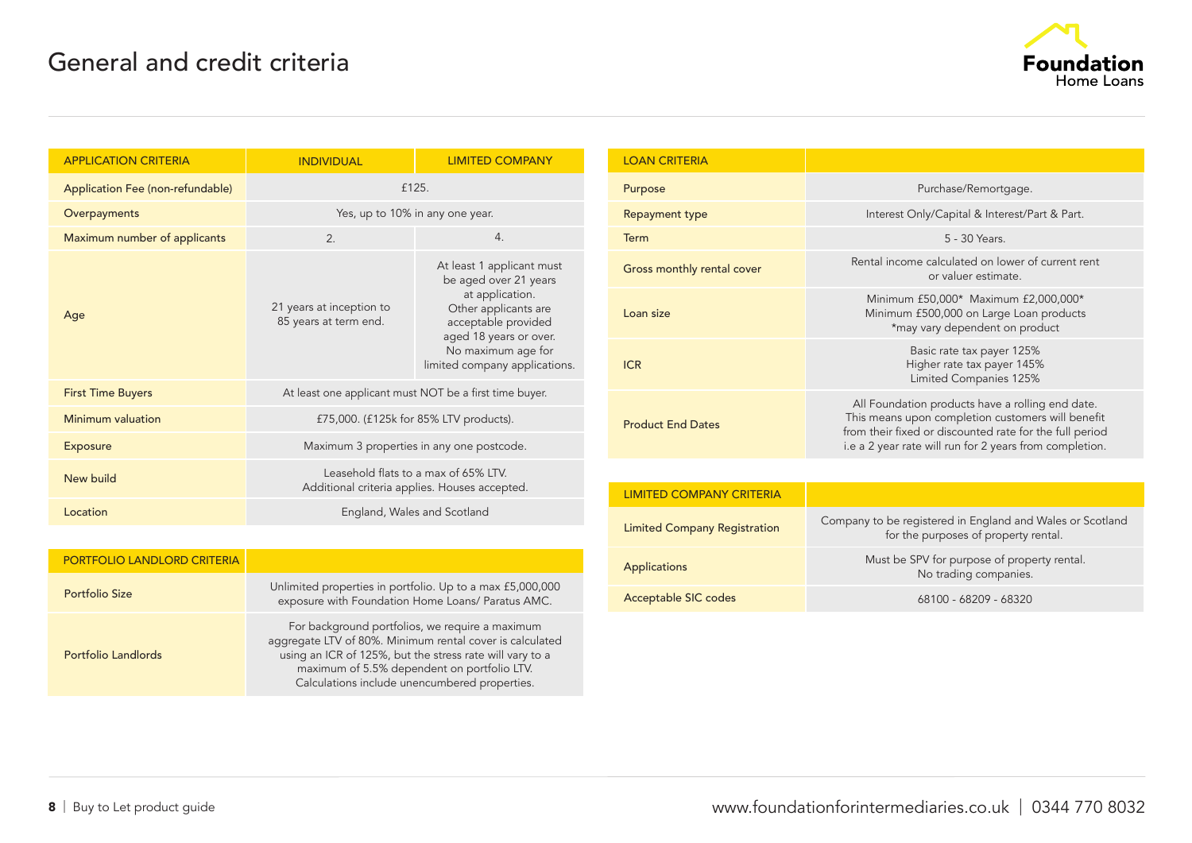# General and credit criteria

| APPLICATION CRITERIA | INDIVIDUAL | LIMITED COMPANY |
|---|---|---|
| Application Fee (non-refundable) | £125. | |
| Overpayments | Yes, up to 10% in any one year. | |
| Maximum number of applicants | 2. | 4. |
| Age | 21 years at inception to 85 years at term end. | At least 1 applicant must be aged over 21 years at application. Other applicants are acceptable provided aged 18 years or over. No maximum age for limited company applications. |
| First Time Buyers | At least one applicant must NOT be a first time buyer. | |
| Minimum valuation | £75,000. (£125k for 85% LTV products). | |
| Exposure | Maximum 3 properties in any one postcode. | |
| New build | Leasehold flats to a max of 65% LTV. Additional criteria applies. Houses accepted. | |
| Location | England, Wales and Scotland | |

| PORTFOLIO LANDLORD CRITERIA | |
|---|---|
| Portfolio Size | Unlimited properties in portfolio. Up to a max £5,000,000 exposure with Foundation Home Loans/ Paratus AMC. |
| Portfolio Landlords | For background portfolios, we require a maximum aggregate LTV of 80%. Minimum rental cover is calculated using an ICR of 125%, but the stress rate will vary to a maximum of 5.5% dependent on portfolio LTV. Calculations include unencumbered properties. |

| LOAN CRITERIA | |
|---|---|
| Purpose | Purchase/Remortgage. |
| Repayment type | Interest Only/Capital & Interest/Part & Part. |
| Term | 5 - 30 Years. |
| Gross monthly rental cover | Rental income calculated on lower of current rent or valuer estimate. |
| Loan size | Minimum £50,000* Maximum £2,000,000* Minimum £500,000 on Large Loan products *may vary dependent on product |
| ICR | Basic rate tax payer 125% Higher rate tax payer 145% Limited Companies 125% |
| Product End Dates | All Foundation products have a rolling end date. This means upon completion customers will benefit from their fixed or discounted rate for the full period i.e a 2 year rate will run for 2 years from completion. |

| LIMITED COMPANY CRITERIA | |
|---|---|
| Limited Company Registration | Company to be registered in England and Wales or Scotland for the purposes of property rental. |
| Applications | Must be SPV for purpose of property rental. No trading companies. |
| Acceptable SIC codes | 68100 - 68209 - 68320 |

Buy to Let product guide

www.foundationforintermediaries.co.uk | 0344 770 8032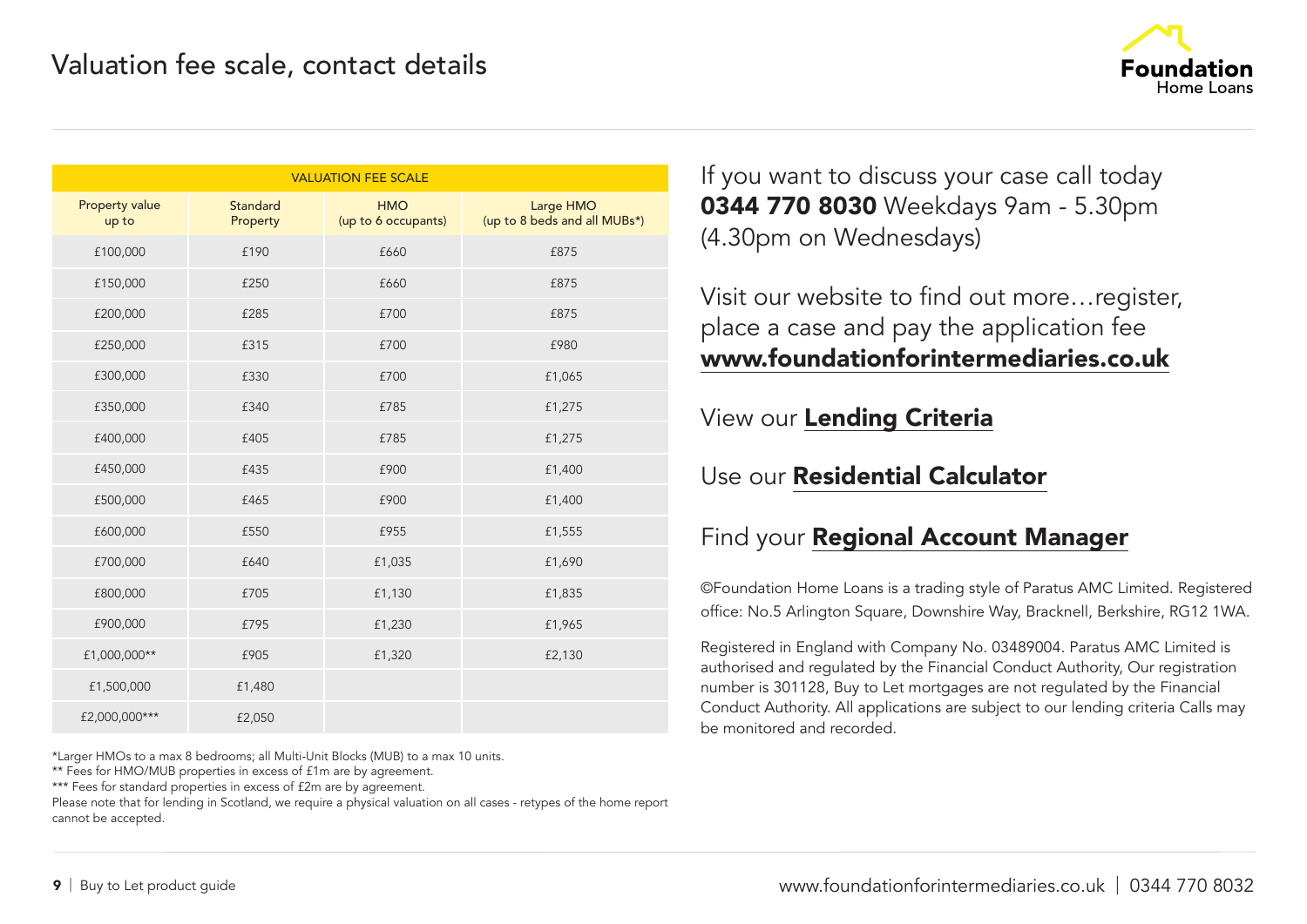# Valuation fee scale, contact details

| VALUATION FEE SCALE | | | |
|---|---|---|---|
| Property value up to | Standard Property | HMO (up to 6 occupants) | Large HMO (up to 8 beds and all MUBs*) |
| £100,000 | £190 | £660 | £875 |
| £150,000 | £250 | £660 | £875 |
| £200,000 | £285 | £700 | £875 |
| £250,000 | £315 | £700 | £980 |
| £300,000 | £330 | £700 | £1,065 |
| £350,000 | £340 | £785 | £1,275 |
| £400,000 | £405 | £785 | £1,275 |
| £450,000 | £435 | £900 | £1,400 |
| £500,000 | £465 | £900 | £1,400 |
| £600,000 | £550 | £955 | £1,555 |
| £700,000 | £640 | £1,035 | £1,690 |
| £800,000 | £705 | £1,130 | £1,835 |
| £900,000 | £795 | £1,230 | £1,965 |
| £1,000,000** | £905 | £1,320 | £2,130 |
| £1,500,000 | £1,480 | | |
| £2,000,000*** | £2,050 | | |

*Larger HMOs to a max 8 bedrooms; all Multi-Unit Blocks (MUB) to a max 10 units.

** Fees for HMO/MUB properties in excess of £1m are by agreement.

*** Fees for standard properties in excess of £2m are by agreement.

Please note that for lending in Scotland, we require a physical valuation on all cases - retypes of the home report cannot be accepted.

If you want to discuss your case call today **0344 770 8030** Weekdays 9am - 5.30pm (4.30pm on Wednesdays)

Visit our website to find out more…register, place a case and pay the application fee **www.foundationforintermediaries.co.uk**

View our **Lending Criteria**

Use our **Residential Calculator**

Find your **Regional Account Manager**

©Foundation Home Loans is a trading style of Paratus AMC Limited. Registered office: No.5 Arlington Square, Downshire Way, Bracknell, Berkshire, RG12 1WA.

Registered in England with Company No. 03489004. Paratus AMC Limited is authorised and regulated by the Financial Conduct Authority, Our registration number is 301128, Buy to Let mortgages are not regulated by the Financial Conduct Authority. All applications are subject to our lending criteria Calls may be monitored and recorded.